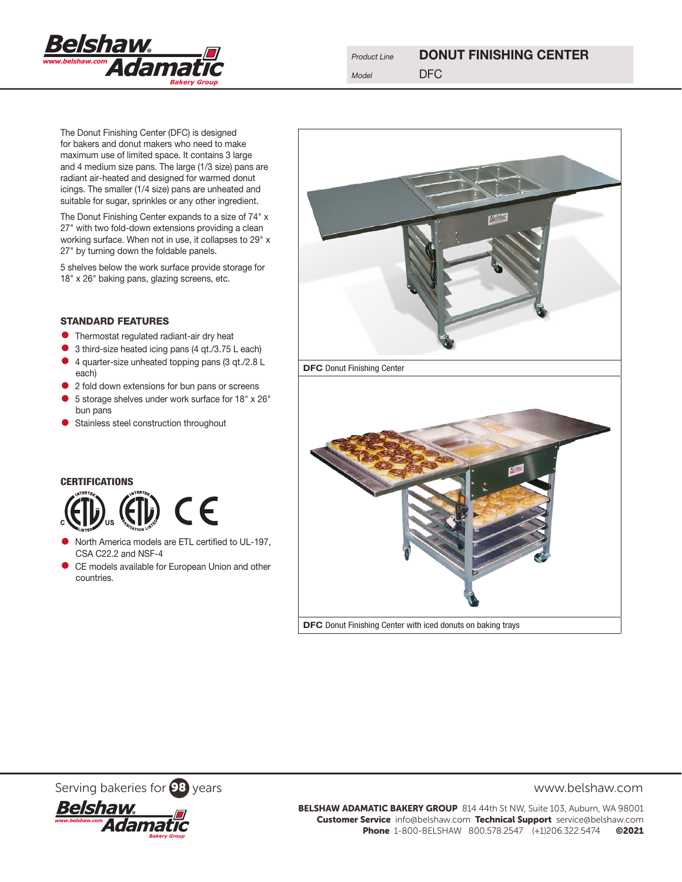Product Line **DONUT FINISHING CENTER**

Model DFC

The Donut Finishing Center (DFC) is designed for bakers and donut makers who need to make maximum use of limited space. It contains 3 large and 4 medium size pans. The large (1/3 size) pans are radiant air-heated and designed for warmed donut icings. The smaller (1/4 size) pans are unheated and suitable for sugar, sprinkles or any other ingredient.

The Donut Finishing Center expands to a size of 74" x 27" with two fold-down extensions providing a clean working surface. When not in use, it collapses to 29" x 27" by turning down the foldable panels.

5 shelves below the work surface provide storage for 18" x 26" baking pans, glazing screens, etc.

## STANDARD FEATURES

- Thermostat regulated radiant-air dry heat
- 3 third-size heated icing pans (4 qt./3.75 L each)
- 4 quarter-size unheated topping pans (3 qt./2.8 L each)
- 2 fold down extensions for bun pans or screens
- 5 storage shelves under work surface for 18" x 26" bun pans
- Stainless steel construction throughout

## CERTIFICATIONS

- North America models are ETL certified to UL-197, CSA C22.2 and NSF-4
- CE models available for European Union and other countries.

**DFC** Donut Finishing Center

**DFC** Donut Finishing Center with iced donuts on baking trays

Serving bakeries for 98 years

www.belshaw.com

**BELSHAW ADAMATIC BAKERY GROUP** 814 44th St NW, Suite 103, Auburn, WA 98001
**Customer Service** info@belshaw.com **Technical Support** service@belshaw.com
**Phone** 1-800-BELSHAW 800.578.2547 (+1)206.322.5474 **©2021**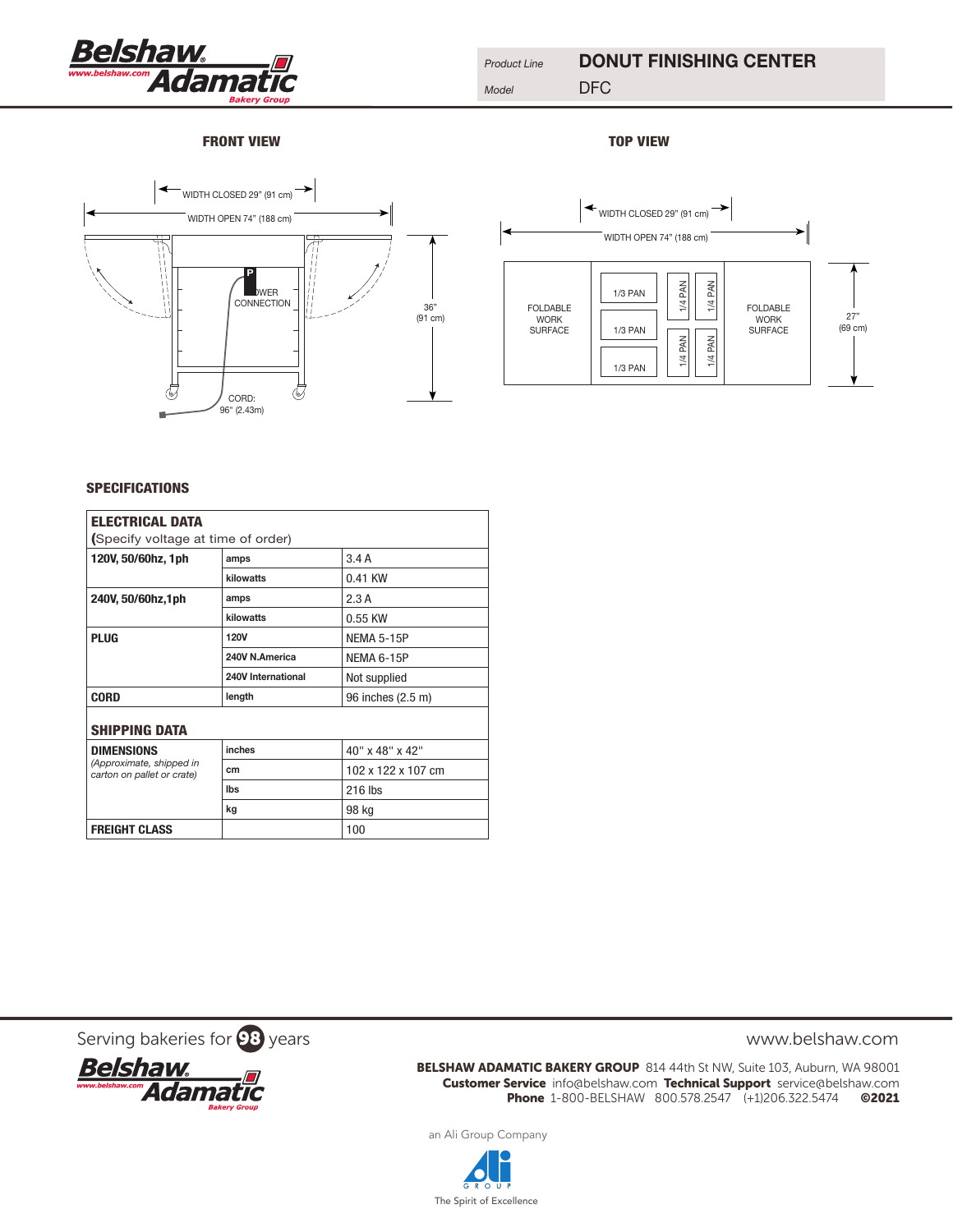Product Line **DONUT FINISHING CENTER**

Model DFC

### FRONT VIEW

WIDTH CLOSED 29" (91 cm)

WIDTH OPEN 74" (188 cm)

POWER CONNECTION

36" (91 cm)

CORD: 96" (2.43m)

### TOP VIEW

WIDTH CLOSED 29" (91 cm)

WIDTH OPEN 74" (188 cm)

FOLDABLE WORK SURFACE

1/3 PAN

1/3 PAN

1/3 PAN

1/4 PAN

1/4 PAN

1/4 PAN

1/4 PAN

FOLDABLE WORK SURFACE

27" (69 cm)

## SPECIFICATIONS

| | | |
|---|---|---|
| **ELECTRICAL DATA** (Specify voltage at time of order) | | |
| **120V, 50/60hz, 1ph** | **amps** | 3.4 A |
| | **kilowatts** | 0.41 KW |
| **240V, 50/60hz,1ph** | **amps** | 2.3 A |
| | **kilowatts** | 0.55 KW |
| **PLUG** | **120V** | NEMA 5-15P |
| | **240V N.America** | NEMA 6-15P |
| | **240V International** | Not supplied |
| **CORD** | **length** | 96 inches (2.5 m) |
| **SHIPPING DATA** | | |
| **DIMENSIONS** *(Approximate, shipped in carton on pallet or crate)* | **inches** | 40" x 48" x 42" |
| | **cm** | 102 x 122 x 107 cm |
| | **lbs** | 216 lbs |
| | **kg** | 98 kg |
| **FREIGHT CLASS** | | 100 |

Serving bakeries for 98 years

www.belshaw.com

**BELSHAW ADAMATIC BAKERY GROUP** 814 44th St NW, Suite 103, Auburn, WA 98001
**Customer Service** info@belshaw.com **Technical Support** service@belshaw.com
**Phone** 1-800-BELSHAW 800.578.2547 (+1)206.322.5474 **©2021**

an Ali Group Company

The Spirit of Excellence